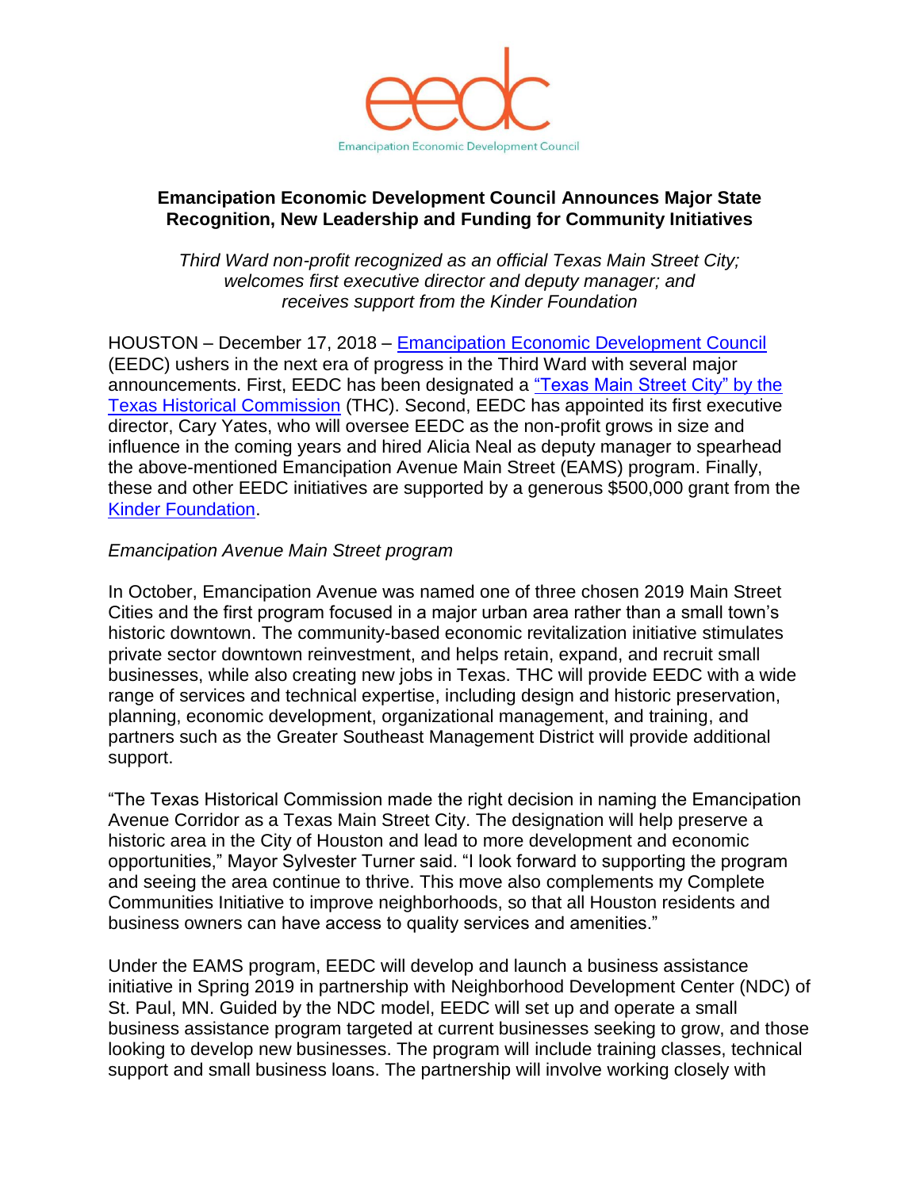eedc

Emancipation Economic Development Council

**Emancipation Economic Development Council Announces Major State Recognition, New Leadership and Funding for Community Initiatives**

*Third Ward non-profit recognized as an official Texas Main Street City; welcomes first executive director and deputy manager; and receives support from the Kinder Foundation*

HOUSTON – December 17, 2018 – Emancipation Economic Development Council (EEDC) ushers in the next era of progress in the Third Ward with several major announcements. First, EEDC has been designated a "Texas Main Street City" by the Texas Historical Commission (THC). Second, EEDC has appointed its first executive director, Cary Yates, who will oversee EEDC as the non-profit grows in size and influence in the coming years and hired Alicia Neal as deputy manager to spearhead the above-mentioned Emancipation Avenue Main Street (EAMS) program. Finally, these and other EEDC initiatives are supported by a generous $500,000 grant from the Kinder Foundation.

*Emancipation Avenue Main Street program*

In October, Emancipation Avenue was named one of three chosen 2019 Main Street Cities and the first program focused in a major urban area rather than a small town's historic downtown. The community-based economic revitalization initiative stimulates private sector downtown reinvestment, and helps retain, expand, and recruit small businesses, while also creating new jobs in Texas. THC will provide EEDC with a wide range of services and technical expertise, including design and historic preservation, planning, economic development, organizational management, and training, and partners such as the Greater Southeast Management District will provide additional support.

"The Texas Historical Commission made the right decision in naming the Emancipation Avenue Corridor as a Texas Main Street City. The designation will help preserve a historic area in the City of Houston and lead to more development and economic opportunities," Mayor Sylvester Turner said. "I look forward to supporting the program and seeing the area continue to thrive. This move also complements my Complete Communities Initiative to improve neighborhoods, so that all Houston residents and business owners can have access to quality services and amenities."

Under the EAMS program, EEDC will develop and launch a business assistance initiative in Spring 2019 in partnership with Neighborhood Development Center (NDC) of St. Paul, MN. Guided by the NDC model, EEDC will set up and operate a small business assistance program targeted at current businesses seeking to grow, and those looking to develop new businesses. The program will include training classes, technical support and small business loans. The partnership will involve working closely with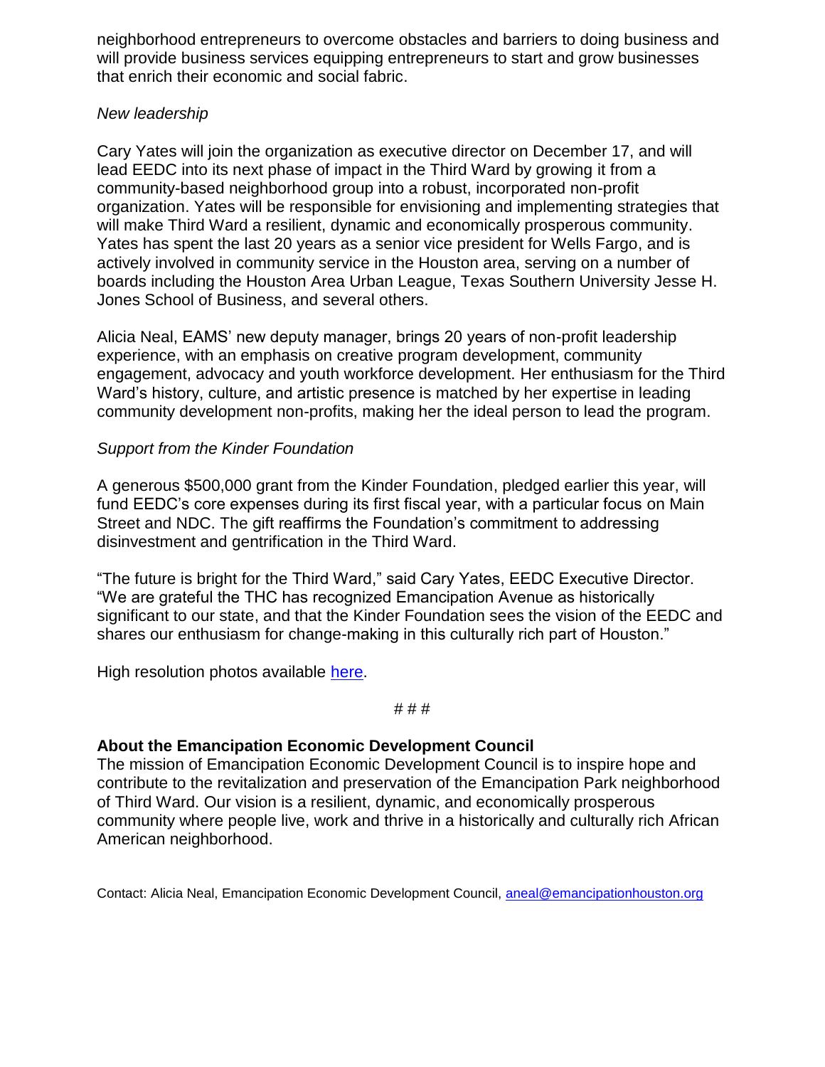neighborhood entrepreneurs to overcome obstacles and barriers to doing business and will provide business services equipping entrepreneurs to start and grow businesses that enrich their economic and social fabric.

*New leadership*

Cary Yates will join the organization as executive director on December 17, and will lead EEDC into its next phase of impact in the Third Ward by growing it from a community-based neighborhood group into a robust, incorporated non-profit organization. Yates will be responsible for envisioning and implementing strategies that will make Third Ward a resilient, dynamic and economically prosperous community. Yates has spent the last 20 years as a senior vice president for Wells Fargo, and is actively involved in community service in the Houston area, serving on a number of boards including the Houston Area Urban League, Texas Southern University Jesse H. Jones School of Business, and several others.

Alicia Neal, EAMS' new deputy manager, brings 20 years of non-profit leadership experience, with an emphasis on creative program development, community engagement, advocacy and youth workforce development. Her enthusiasm for the Third Ward's history, culture, and artistic presence is matched by her expertise in leading community development non-profits, making her the ideal person to lead the program.

*Support from the Kinder Foundation*

A generous $500,000 grant from the Kinder Foundation, pledged earlier this year, will fund EEDC's core expenses during its first fiscal year, with a particular focus on Main Street and NDC. The gift reaffirms the Foundation's commitment to addressing disinvestment and gentrification in the Third Ward.

"The future is bright for the Third Ward," said Cary Yates, EEDC Executive Director. "We are grateful the THC has recognized Emancipation Avenue as historically significant to our state, and that the Kinder Foundation sees the vision of the EEDC and shares our enthusiasm for change-making in this culturally rich part of Houston."

High resolution photos available here.

# # #

**About the Emancipation Economic Development Council**

The mission of Emancipation Economic Development Council is to inspire hope and contribute to the revitalization and preservation of the Emancipation Park neighborhood of Third Ward. Our vision is a resilient, dynamic, and economically prosperous community where people live, work and thrive in a historically and culturally rich African American neighborhood.

Contact: Alicia Neal, Emancipation Economic Development Council, aneal@emancipationhouston.org